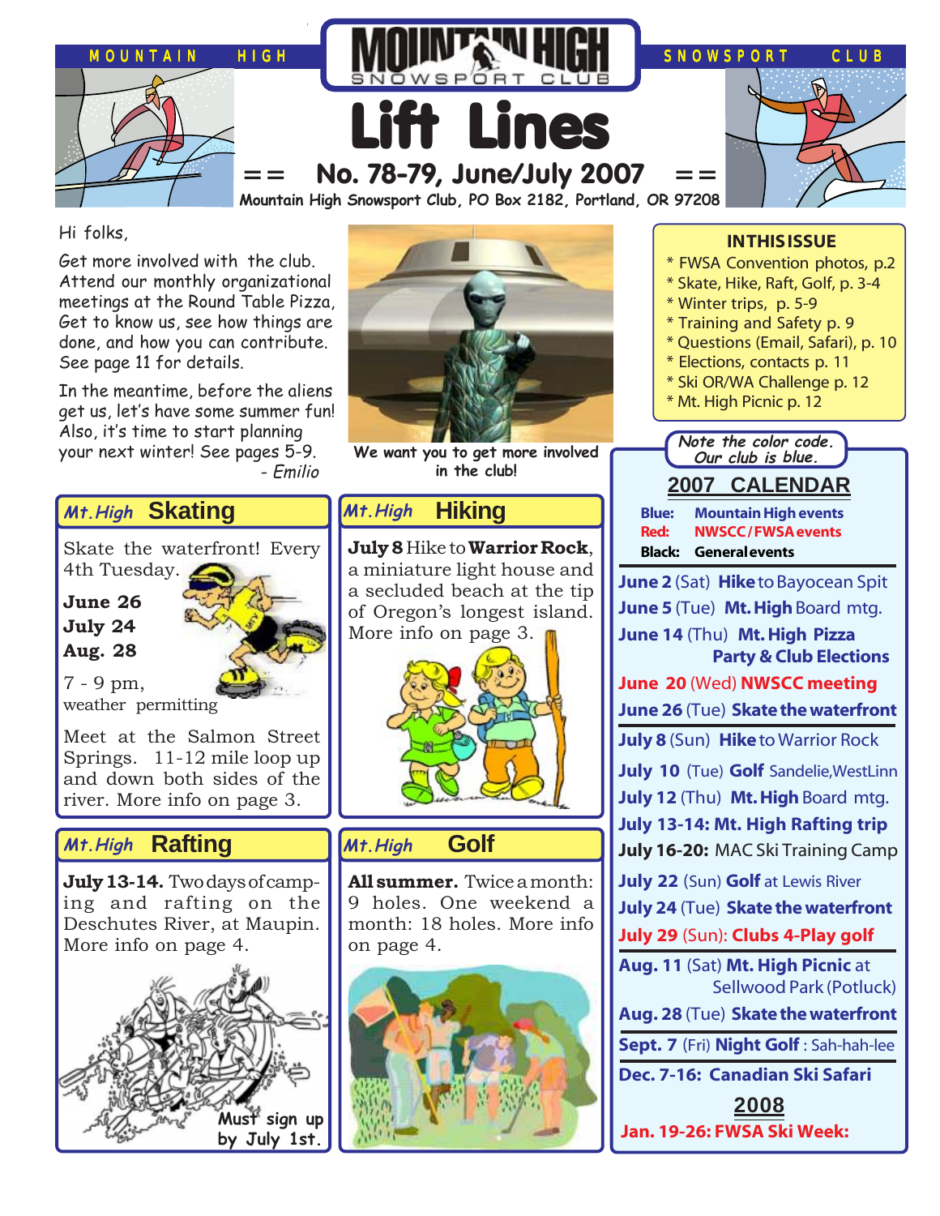MOUNTAIN HIGH SNOWSPORT CLUB

# Lift Lines

## No. 78-79, June/July 2007

Mountain High Snowsport Club, PO Box 2182, Portland, OR 97208

Hi folks,

Get more involved with the club. Attend our monthly organizational meetings at the Round Table Pizza, Get to know us, see how things are done, and how you can contribute. See page 11 for details.

In the meantime, before the aliens get us, let's have some summer fun! Also, it's time to start planning your next winter! See pages 5-9.

*- Emilio*

We want you to get more involved in the club!

### IN THIS ISSUE

* FWSA Convention photos, p.2
* Skate, Hike, Raft, Golf, p. 3-4
* Winter trips, p. 5-9
* Training and Safety p. 9
* Questions (Email, Safari), p. 10
* Elections, contacts p. 11
* Ski OR/WA Challenge p. 12
* Mt. High Picnic p. 12

### *Mt.High* Skating

Skate the waterfront! Every 4th Tuesday.

**June 26**
**July 24**
**Aug. 28**

7 - 9 pm,
weather permitting

Meet at the Salmon Street Springs. 11-12 mile loop up and down both sides of the river. More info on page 3.

### *Mt.High* Hiking

**July 8** Hike to **Warrior Rock**, a miniature light house and a secluded beach at the tip of Oregon's longest island. More info on page 3.

### *Mt.High* Rafting

**July 13-14.** Two days of camping and rafting on the Deschutes River, at Maupin. More info on page 4.

Must sign up by July 1st.

### *Mt.High* Golf

**All summer.** Twice a month: 9 holes. One weekend a month: 18 holes. More info on page 4.

*Note the color code. Our club is blue.*

### 2007 CALENDAR

**Blue:** Mountain High events
**Red:** NWSCC / FWSA events
**Black:** General events

- **June 2** (Sat) **Hike** to Bayocean Spit
- **June 5** (Tue) **Mt. High** Board mtg.
- **June 14** (Thu) **Mt. High Pizza Party & Club Elections**
- **June 20** (Wed) **NWSCC meeting**
- **June 26** (Tue) **Skate the waterfront**
- **July 8** (Sun) **Hike** to Warrior Rock
- **July 10** (Tue) **Golf** Sandelie, WestLinn
- **July 12** (Thu) **Mt. High** Board mtg.
- **July 13-14: Mt. High Rafting trip**
- **July 16-20:** MAC Ski Training Camp
- **July 22** (Sun) **Golf** at Lewis River
- **July 24** (Tue) **Skate the waterfront**
- **July 29** (Sun): **Clubs 4-Play golf**
- **Aug. 11** (Sat) **Mt. High Picnic** at Sellwood Park (Potluck)
- **Aug. 28** (Tue) **Skate the waterfront**
- **Sept. 7** (Fri) **Night Golf** : Sah-hah-lee
- **Dec. 7-16: Canadian Ski Safari**

### 2008

- **Jan. 19-26: FWSA Ski Week:**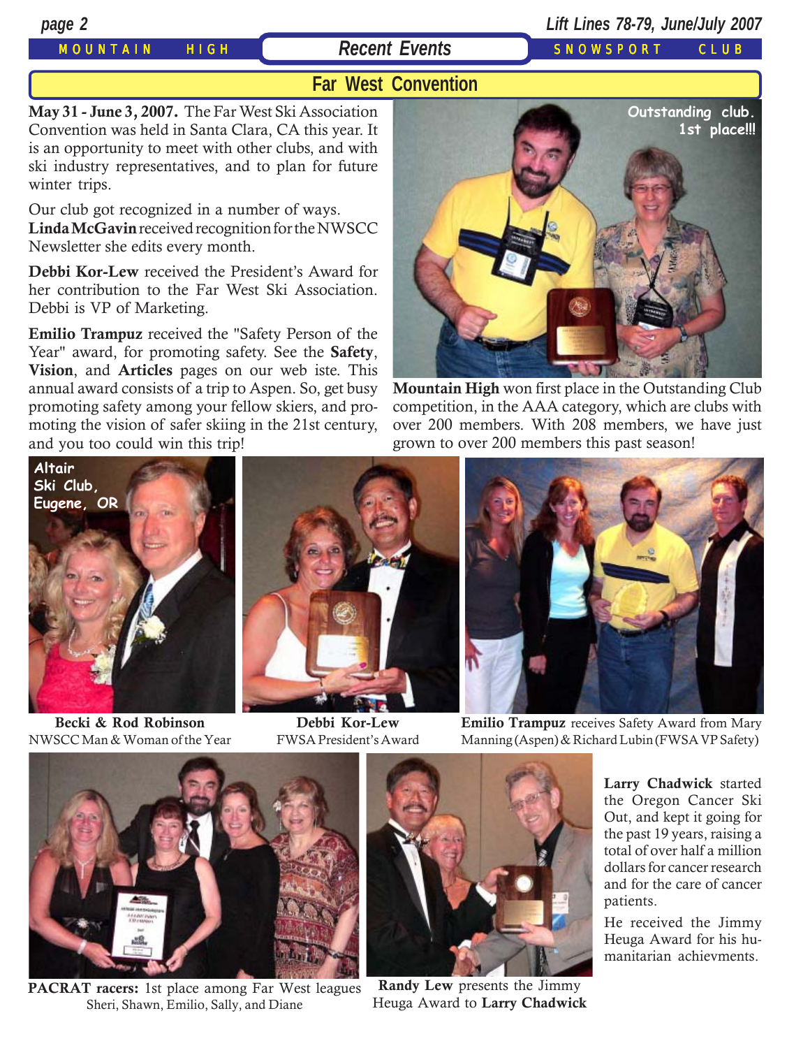## Recent Events

### Far West Convention

**May 31 - June 3, 2007.** The Far West Ski Association Convention was held in Santa Clara, CA this year. It is an opportunity to meet with other clubs, and with ski industry representatives, and to plan for future winter trips.

Our club got recognized in a number of ways. **Linda McGavin** received recognition for the NWSCC Newsletter she edits every month.

**Debbi Kor-Lew** received the President's Award for her contribution to the Far West Ski Association. Debbi is VP of Marketing.

**Emilio Trampuz** received the "Safety Person of the Year" award, for promoting safety. See the **Safety**, **Vision**, and **Articles** pages on our web iste. This annual award consists of a trip to Aspen. So, get busy promoting safety among your fellow skiers, and promoting the vision of safer skiing in the 21st century, and you too could win this trip!

Outstanding club. 1st place!!!

**Mountain High** won first place in the Outstanding Club competition, in the AAA category, which are clubs with over 200 members. With 208 members, we have just grown to over 200 members this past season!

Altair Ski Club, Eugene, OR

**Becki & Rod Robinson**
NWSCC Man & Woman of the Year

**Debbi Kor-Lew**
FWSA President's Award

**Emilio Trampuz** receives Safety Award from Mary Manning (Aspen) & Richard Lubin (FWSA VP Safety)

**PACRAT racers:** 1st place among Far West leagues
Sheri, Shawn, Emilio, Sally, and Diane

**Randy Lew** presents the Jimmy Heuga Award to **Larry Chadwick**

**Larry Chadwick** started the Oregon Cancer Ski Out, and kept it going for the past 19 years, raising a total of over half a million dollars for cancer research and for the care of cancer patients.

He received the Jimmy Heuga Award for his humanitarian achievments.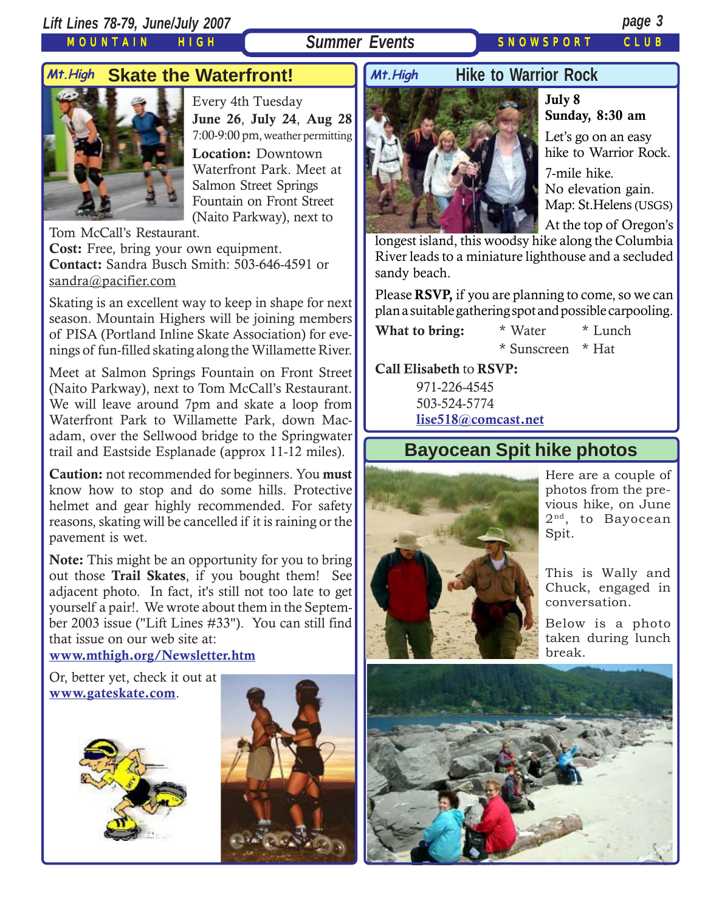## Mt.High Skate the Waterfront!

Every 4th Tuesday
**June 26**, **July 24**, **Aug 28**
7:00-9:00 pm, weather permitting

**Location:** Downtown Waterfront Park. Meet at Salmon Street Springs Fountain on Front Street (Naito Parkway), next to Tom McCall's Restaurant.

**Cost:** Free, bring your own equipment.

**Contact:** Sandra Busch Smith: 503-646-4591 or sandra@pacifier.com

Skating is an excellent way to keep in shape for next season. Mountain Highers will be joining members of PISA (Portland Inline Skate Association) for evenings of fun-filled skating along the Willamette River.

Meet at Salmon Springs Fountain on Front Street (Naito Parkway), next to Tom McCall's Restaurant. We will leave around 7pm and skate a loop from Waterfront Park to Willamette Park, down Macadam, over the Sellwood bridge to the Springwater trail and Eastside Esplanade (approx 11-12 miles).

**Caution:** not recommended for beginners. You **must** know how to stop and do some hills. Protective helmet and gear highly recommended. For safety reasons, skating will be cancelled if it is raining or the pavement is wet.

**Note:** This might be an opportunity for you to bring out those **Trail Skates**, if you bought them! See adjacent photo. In fact, it's still not too late to get yourself a pair!. We wrote about them in the September 2003 issue ("Lift Lines #33"). You can still find that issue on our web site at:
**www.mthigh.org/Newsletter.htm**

Or, better yet, check it out at **www.gateskate.com**.

## Mt.High Hike to Warrior Rock

**July 8**
**Sunday, 8:30 am**

Let's go on an easy hike to Warrior Rock.

7-mile hike.
No elevation gain.
Map: St.Helens (USGS)

At the top of Oregon's longest island, this woodsy hike along the Columbia River leads to a miniature lighthouse and a secluded sandy beach.

Please **RSVP,** if you are planning to come, so we can plan a suitable gathering spot and possible carpooling.

**What to bring:**
* Water
* Lunch
* Sunscreen
* Hat

**Call Elisabeth** to **RSVP:**
971-226-4545
503-524-5774
**lise518@comcast.net**

## Bayocean Spit hike photos

Here are a couple of photos from the previous hike, on June 2nd, to Bayocean Spit.

This is Wally and Chuck, engaged in conversation.

Below is a photo taken during lunch break.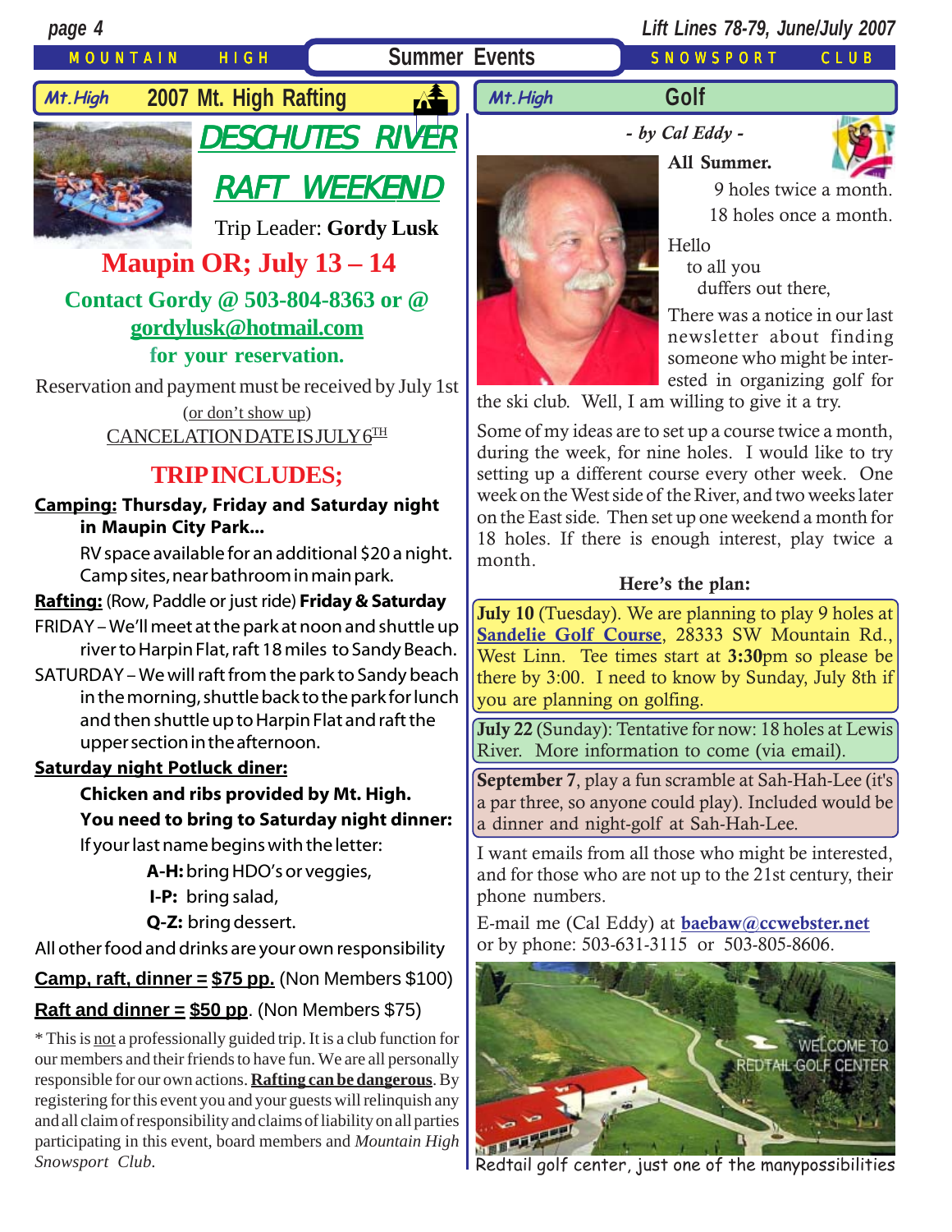# Summer Events

## 2007 Mt. High Rafting

### DESCHUTES RIVER RAFT WEEKEND

Trip Leader: **Gordy Lusk**

**Maupin OR; July 13 – 14**

**Contact Gordy @ 503-804-8363 or @ gordylusk@hotmail.com for your reservation.**

Reservation and payment must be received by July 1st (or don't show up)

CANCELATION DATE IS JULY 6TH

**TRIP INCLUDES;**

**Camping: Thursday, Friday and Saturday night in Maupin City Park...**

RV space available for an additional $20 a night. Camp sites, near bathroom in main park.

**Rafting:** (Row, Paddle or just ride) **Friday & Saturday**

FRIDAY – We'll meet at the park at noon and shuttle up river to Harpin Flat, raft 18 miles to Sandy Beach.

SATURDAY – We will raft from the park to Sandy beach in the morning, shuttle back to the park for lunch and then shuttle up to Harpin Flat and raft the upper section in the afternoon.

**Saturday night Potluck diner:**

**Chicken and ribs provided by Mt. High.**

**You need to bring to Saturday night dinner:**

If your last name begins with the letter:

- **A-H:** bring HDO's or veggies,
- **I-P:** bring salad,
- **Q-Z:** bring dessert.

All other food and drinks are your own responsibility

**Camp, raft, dinner = $75 pp.** (Non Members $100)

**Raft and dinner = $50 pp.** (Non Members $75)

\* This is not a professionally guided trip. It is a club function for our members and their friends to have fun. We are all personally responsible for our own actions. **Rafting can be dangerous**. By registering for this event you and your guests will relinquish any and all claim of responsibility and claims of liability on all parties participating in this event, board members and *Mountain High Snowsport Club.*

## Golf

*- by Cal Eddy -*

**All Summer.**

9 holes twice a month.
18 holes once a month.

Hello
to all you
duffers out there,

There was a notice in our last newsletter about finding someone who might be interested in organizing golf for the ski club. Well, I am willing to give it a try.

Some of my ideas are to set up a course twice a month, during the week, for nine holes. I would like to try setting up a different course every other week. One week on the West side of the River, and two weeks later on the East side. Then set up one weekend a month for 18 holes. If there is enough interest, play twice a month.

**Here's the plan:**

**July 10** (Tuesday). We are planning to play 9 holes at **Sandelie Golf Course**, 28333 SW Mountain Rd., West Linn. Tee times start at **3:30**pm so please be there by 3:00. I need to know by Sunday, July 8th if you are planning on golfing.

**July 22** (Sunday): Tentative for now: 18 holes at Lewis River. More information to come (via email).

**September 7**, play a fun scramble at Sah-Hah-Lee (it's a par three, so anyone could play). Included would be a dinner and night-golf at Sah-Hah-Lee.

I want emails from all those who might be interested, and for those who are not up to the 21st century, their phone numbers.

E-mail me (Cal Eddy) at **baebaw@ccwebster.net** or by phone: 503-631-3115 or 503-805-8606.

Redtail golf center, just one of the manypossibilities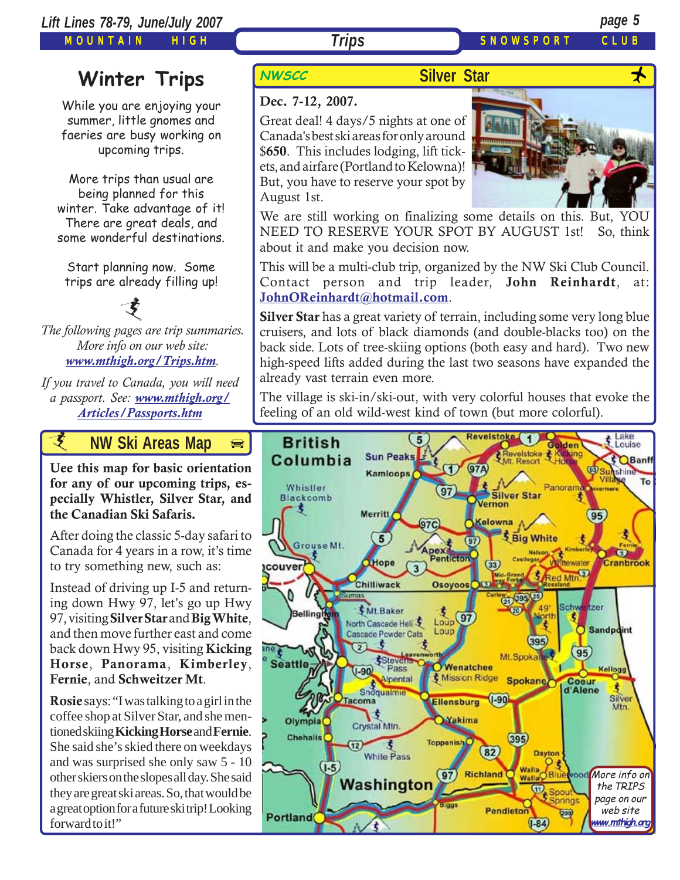## Winter Trips

While you are enjoying your summer, little gnomes and faeries are busy working on upcoming trips.

More trips than usual are being planned for this winter. Take advantage of it! There are great deals, and some wonderful destinations.

Start planning now. Some trips are already filling up!

*The following pages are trip summaries. More info on our web site: [www.mthigh.org/Trips.htm](www.mthigh.org/Trips.htm).*

*If you travel to Canada, you will need a passport. See: [www.mthigh.org/Articles/Passports.htm](www.mthigh.org/Articles/Passports.htm)*

## NWSCC — Silver Star

**Dec. 7-12, 2007.**

Great deal! 4 days/5 nights at one of Canada's best ski areas for only around $**650**. This includes lodging, lift tickets, and airfare (Portland to Kelowna)! But, you have to reserve your spot by August 1st.

We are still working on finalizing some details on this. But, YOU NEED TO RESERVE YOUR SPOT BY AUGUST 1st! So, think about it and make you decision now.

This will be a multi-club trip, organized by the NW Ski Club Council. Contact person and trip leader, **John Reinhardt**, at: **JohnOReinhardt@hotmail.com**.

**Silver Star** has a great variety of terrain, including some very long blue cruisers, and lots of black diamonds (and double-blacks too) on the back side. Lots of tree-skiing options (both easy and hard). Two new high-speed lifts added during the last two seasons have expanded the already vast terrain even more.

The village is ski-in/ski-out, with very colorful houses that evoke the feeling of an old wild-west kind of town (but more colorful).

## NW Ski Areas Map

**Uee this map for basic orientation for any of our upcoming trips, especially Whistler, Silver Star, and the Canadian Ski Safaris.**

After doing the classic 5-day safari to Canada for 4 years in a row, it's time to try something new, such as:

Instead of driving up I-5 and returning down Hwy 97, let's go up Hwy 97, visiting **Silver Star** and **Big White**, and then move further east and come back down Hwy 95, visiting **Kicking Horse**, **Panorama**, **Kimberley**, **Fernie**, and **Schweitzer Mt**.

**Rosie** says: "I was talking to a girl in the coffee shop at Silver Star, and she mentioned skiing **Kicking Horse** and **Fernie**. She said she's skied there on weekdays and was surprised she only saw 5 - 10 other skiers on the slopes all day. She said they are great ski areas. So, that would be a great option for a future ski trip! Looking forward to it!"

*More info on the TRIPS page on our web site www.mthigh.org*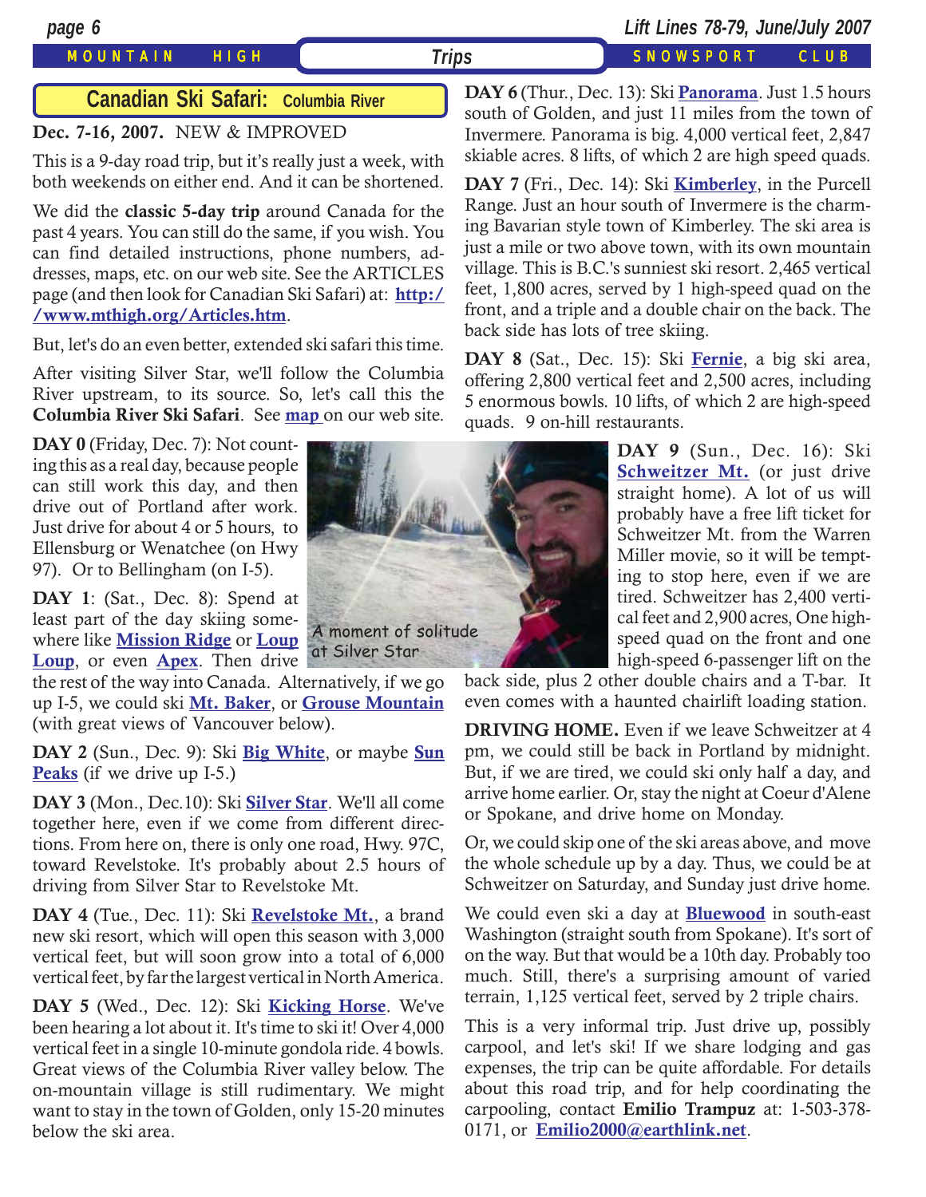## Canadian Ski Safari: Columbia River

**Dec. 7-16, 2007.** NEW & IMPROVED

This is a 9-day road trip, but it's really just a week, with both weekends on either end. And it can be shortened.

We did the **classic 5-day trip** around Canada for the past 4 years. You can still do the same, if you wish. You can find detailed instructions, phone numbers, addresses, maps, etc. on our web site. See the ARTICLES page (and then look for Canadian Ski Safari) at: **http://www.mthigh.org/Articles.htm**.

But, let's do an even better, extended ski safari this time.

After visiting Silver Star, we'll follow the Columbia River upstream, to its source. So, let's call this the **Columbia River Ski Safari**. See map on our web site.

**DAY 0** (Friday, Dec. 7): Not counting this as a real day, because people can still work this day, and then drive out of Portland after work. Just drive for about 4 or 5 hours, to Ellensburg or Wenatchee (on Hwy 97). Or to Bellingham (on I-5).

**DAY 1**: (Sat., Dec. 8): Spend at least part of the day skiing somewhere like **Mission Ridge** or **Loup Loup**, or even **Apex**. Then drive the rest of the way into Canada. Alternatively, if we go up I-5, we could ski **Mt. Baker**, or **Grouse Mountain** (with great views of Vancouver below).

A moment of solitude at Silver Star

**DAY 2** (Sun., Dec. 9): Ski **Big White**, or maybe **Sun Peaks** (if we drive up I-5.)

**DAY 3** (Mon., Dec.10): Ski **Silver Star**. We'll all come together here, even if we come from different directions. From here on, there is only one road, Hwy. 97C, toward Revelstoke. It's probably about 2.5 hours of driving from Silver Star to Revelstoke Mt.

**DAY 4** (Tue., Dec. 11): Ski **Revelstoke Mt.**, a brand new ski resort, which will open this season with 3,000 vertical feet, but will soon grow into a total of 6,000 vertical feet, by far the largest vertical in North America.

**DAY 5** (Wed., Dec. 12): Ski **Kicking Horse**. We've been hearing a lot about it. It's time to ski it! Over 4,000 vertical feet in a single 10-minute gondola ride. 4 bowls. Great views of the Columbia River valley below. The on-mountain village is still rudimentary. We might want to stay in the town of Golden, only 15-20 minutes below the ski area.

**DAY 6** (Thur., Dec. 13): Ski **Panorama**. Just 1.5 hours south of Golden, and just 11 miles from the town of Invermere. Panorama is big. 4,000 vertical feet, 2,847 skiable acres. 8 lifts, of which 2 are high speed quads.

**DAY 7** (Fri., Dec. 14): Ski **Kimberley**, in the Purcell Range. Just an hour south of Invermere is the charming Bavarian style town of Kimberley. The ski area is just a mile or two above town, with its own mountain village. This is B.C.'s sunniest ski resort. 2,465 vertical feet, 1,800 acres, served by 1 high-speed quad on the front, and a triple and a double chair on the back. The back side has lots of tree skiing.

**DAY 8** (Sat., Dec. 15): Ski **Fernie**, a big ski area, offering 2,800 vertical feet and 2,500 acres, including 5 enormous bowls. 10 lifts, of which 2 are high-speed quads. 9 on-hill restaurants.

**DAY 9** (Sun., Dec. 16): Ski **Schweitzer Mt.** (or just drive straight home). A lot of us will probably have a free lift ticket for Schweitzer Mt. from the Warren Miller movie, so it will be tempting to stop here, even if we are tired. Schweitzer has 2,400 vertical feet and 2,900 acres, One high-speed quad on the front and one high-speed 6-passenger lift on the back side, plus 2 other double chairs and a T-bar. It even comes with a haunted chairlift loading station.

**DRIVING HOME.** Even if we leave Schweitzer at 4 pm, we could still be back in Portland by midnight. But, if we are tired, we could ski only half a day, and arrive home earlier. Or, stay the night at Coeur d'Alene or Spokane, and drive home on Monday.

Or, we could skip one of the ski areas above, and move the whole schedule up by a day. Thus, we could be at Schweitzer on Saturday, and Sunday just drive home.

We could even ski a day at **Bluewood** in south-east Washington (straight south from Spokane). It's sort of on the way. But that would be a 10th day. Probably too much. Still, there's a surprising amount of varied terrain, 1,125 vertical feet, served by 2 triple chairs.

This is a very informal trip. Just drive up, possibly carpool, and let's ski! If we share lodging and gas expenses, the trip can be quite affordable. For details about this road trip, and for help coordinating the carpooling, contact **Emilio Trampuz** at: 1-503-378-0171, or **Emilio2000@earthlink.net**.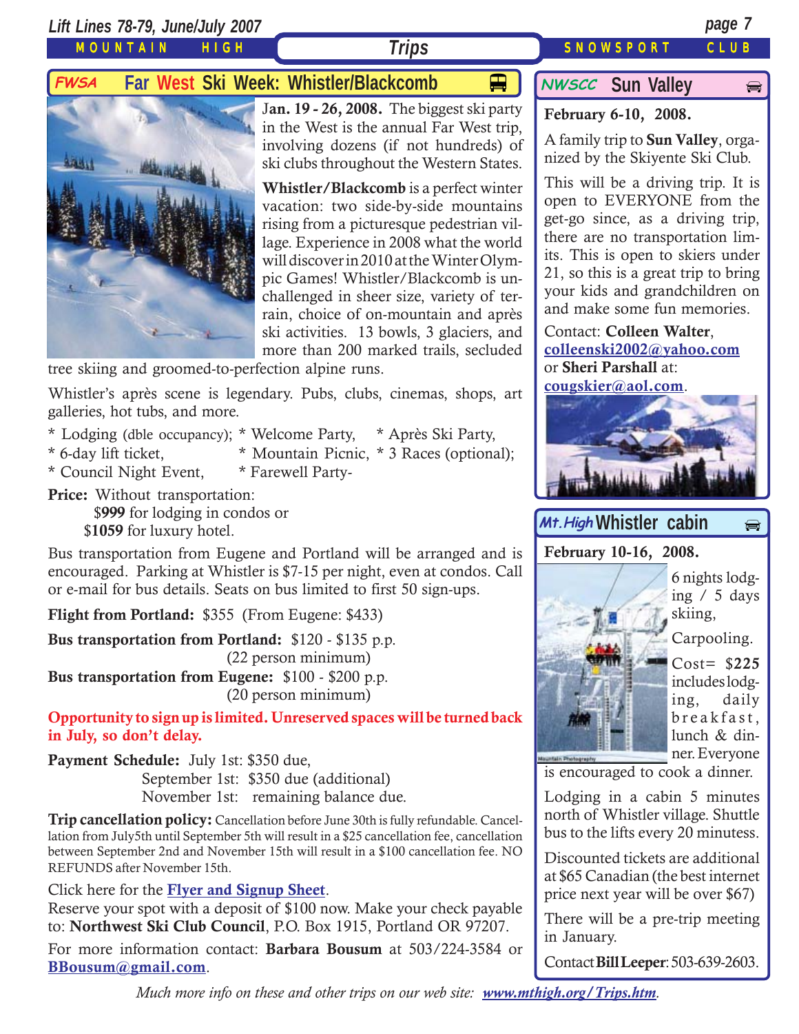## FWSA Far West Ski Week: Whistler/Blackcomb

**Jan. 19 - 26, 2008.** The biggest ski party in the West is the annual Far West trip, involving dozens (if not hundreds) of ski clubs throughout the Western States.

**Whistler/Blackcomb** is a perfect winter vacation: two side-by-side mountains rising from a picturesque pedestrian village. Experience in 2008 what the world will discover in 2010 at the Winter Olympic Games! Whistler/Blackcomb is unchallenged in sheer size, variety of terrain, choice of on-mountain and après ski activities. 13 bowls, 3 glaciers, and more than 200 marked trails, secluded tree skiing and groomed-to-perfection alpine runs.

Whistler's après scene is legendary. Pubs, clubs, cinemas, shops, art galleries, hot tubs, and more.

* Lodging (dble occupancy); * Welcome Party, * Après Ski Party,
* 6-day lift ticket, * Mountain Picnic, * 3 Races (optional);
* Council Night Event, * Farewell Party-

**Price:** Without transportation:
$**999** for lodging in condos or
$**1059** for luxury hotel.

Bus transportation from Eugene and Portland will be arranged and is encouraged. Parking at Whistler is $7-15 per night, even at condos. Call or e-mail for bus details. Seats on bus limited to first 50 sign-ups.

**Flight from Portland:** $355 (From Eugene: $433)

**Bus transportation from Portland:** $120 - $135 p.p.
(22 person minimum)
**Bus transportation from Eugene:** $100 - $200 p.p.
(20 person minimum)

**Opportunity to sign up is limited. Unreserved spaces will be turned back in July, so don't delay.**

**Payment Schedule:** July 1st: $350 due,
September 1st: $350 due (additional)
November 1st: remaining balance due.

**Trip cancellation policy:** Cancellation before June 30th is fully refundable. Cancellation from July5th until September 5th will result in a $25 cancellation fee, cancellation between September 2nd and November 15th will result in a $100 cancellation fee. NO REFUNDS after November 15th.

Click here for the Flyer and Signup Sheet.
Reserve your spot with a deposit of $100 now. Make your check payable to: **Northwest Ski Club Council**, P.O. Box 1915, Portland OR 97207.

For more information contact: **Barbara Bousum** at 503/224-3584 or BBousum@gmail.com.

## NWSCC Sun Valley

**February 6-10, 2008.**

A family trip to **Sun Valley**, organized by the Skiyente Ski Club.

This will be a driving trip. It is open to EVERYONE from the get-go since, as a driving trip, there are no transportation limits. This is open to skiers under 21, so this is a great trip to bring your kids and grandchildren on and make some fun memories.

Contact: **Colleen Walter**, colleenski2002@yahoo.com or **Sheri Parshall** at: cougskier@aol.com.

## Mt.High Whistler cabin

**February 10-16, 2008.**

6 nights lodging / 5 days skiing,

Carpooling.

Cost= $**225** includes lodging, daily breakfast, lunch & dinner. Everyone is encouraged to cook a dinner.

Lodging in a cabin 5 minutes north of Whistler village. Shuttle bus to the lifts every 20 minutess.

Discounted tickets are additional at $65 Canadian (the best internet price next year will be over $67)

There will be a pre-trip meeting in January.

Contact **Bill Leeper**: 503-639-2603.

*Much more info on these and other trips on our web site: www.mthigh.org/Trips.htm.*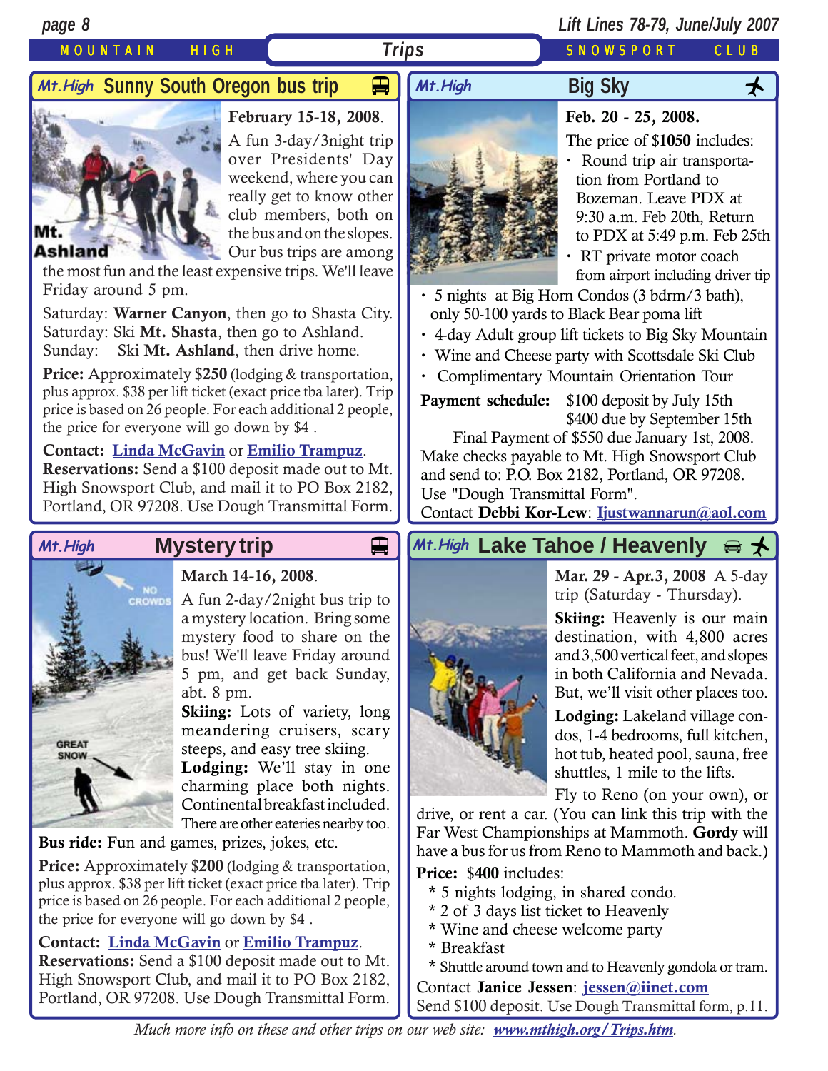# Trips

MOUNTAIN HIGH SNOWSPORT CLUB

## Mt.High Sunny South Oregon bus trip

**February 15-18, 2008.**

A fun 3-day/3night trip over Presidents' Day weekend, where you can really get to know other club members, both on the bus and on the slopes. Our bus trips are among the most fun and the least expensive trips. We'll leave Friday around 5 pm.

Saturday: **Warner Canyon**, then go to Shasta City.
Saturday: Ski **Mt. Shasta**, then go to Ashland.
Sunday: Ski **Mt. Ashland**, then drive home.

**Price:** Approximately $**250** (lodging & transportation, plus approx. $38 per lift ticket (exact price tba later). Trip price is based on 26 people. For each additional 2 people, the price for everyone will go down by $4 .

**Contact:** Linda McGavin or Emilio Trampuz.
**Reservations:** Send a $100 deposit made out to Mt. High Snowsport Club, and mail it to PO Box 2182, Portland, OR 97208. Use Dough Transmittal Form.

## Mt.High Big Sky

**Feb. 20 - 25, 2008.**

The price of $**1050** includes:

- Round trip air transportation from Portland to Bozeman. Leave PDX at 9:30 a.m. Feb 20th, Return to PDX at 5:49 p.m. Feb 25th
- RT private motor coach from airport including driver tip
- 5 nights at Big Horn Condos (3 bdrm/3 bath), only 50-100 yards to Black Bear poma lift
- 4-day Adult group lift tickets to Big Sky Mountain
- Wine and Cheese party with Scottsdale Ski Club
- Complimentary Mountain Orientation Tour

**Payment schedule:** $100 deposit by July 15th
$400 due by September 15th
Final Payment of $550 due January 1st, 2008.

Make checks payable to Mt. High Snowsport Club and send to: P.O. Box 2182, Portland, OR 97208. Use "Dough Transmittal Form".
Contact **Debbi Kor-Lew**: Ijustwannarun@aol.com

## Mt.High Mystery trip

**March 14-16, 2008.**

A fun 2-day/2night bus trip to a mystery location. Bring some mystery food to share on the bus! We'll leave Friday around 5 pm, and get back Sunday, abt. 8 pm.

**Skiing:** Lots of variety, long meandering cruisers, scary steeps, and easy tree skiing.

**Lodging:** We'll stay in one charming place both nights. Continental breakfast included. There are other eateries nearby too.

**Bus ride:** Fun and games, prizes, jokes, etc.

**Price:** Approximately $**200** (lodging & transportation, plus approx. $38 per lift ticket (exact price tba later). Trip price is based on 26 people. For each additional 2 people, the price for everyone will go down by $4 .

**Contact:** Linda McGavin or Emilio Trampuz.
**Reservations:** Send a $100 deposit made out to Mt. High Snowsport Club, and mail it to PO Box 2182, Portland, OR 97208. Use Dough Transmittal Form.

## Mt.High Lake Tahoe / Heavenly

**Mar. 29 - Apr.3, 2008** A 5-day trip (Saturday - Thursday).

**Skiing:** Heavenly is our main destination, with 4,800 acres and 3,500 vertical feet, and slopes in both California and Nevada. But, we'll visit other places too.

**Lodging:** Lakeland village condos, 1-4 bedrooms, full kitchen, hot tub, heated pool, sauna, free shuttles, 1 mile to the lifts.

Fly to Reno (on your own), or drive, or rent a car. (You can link this trip with the Far West Championships at Mammoth. **Gordy** will have a bus for us from Reno to Mammoth and back.)

**Price:** $**400** includes:

* 5 nights lodging, in shared condo.
* 2 of 3 days list ticket to Heavenly
* Wine and cheese welcome party
* Breakfast
* Shuttle around town and to Heavenly gondola or tram.

Contact **Janice Jessen**: jessen@iinet.com
Send $100 deposit. Use Dough Transmittal form, p.11.

*Much more info on these and other trips on our web site: www.mthigh.org/Trips.htm.*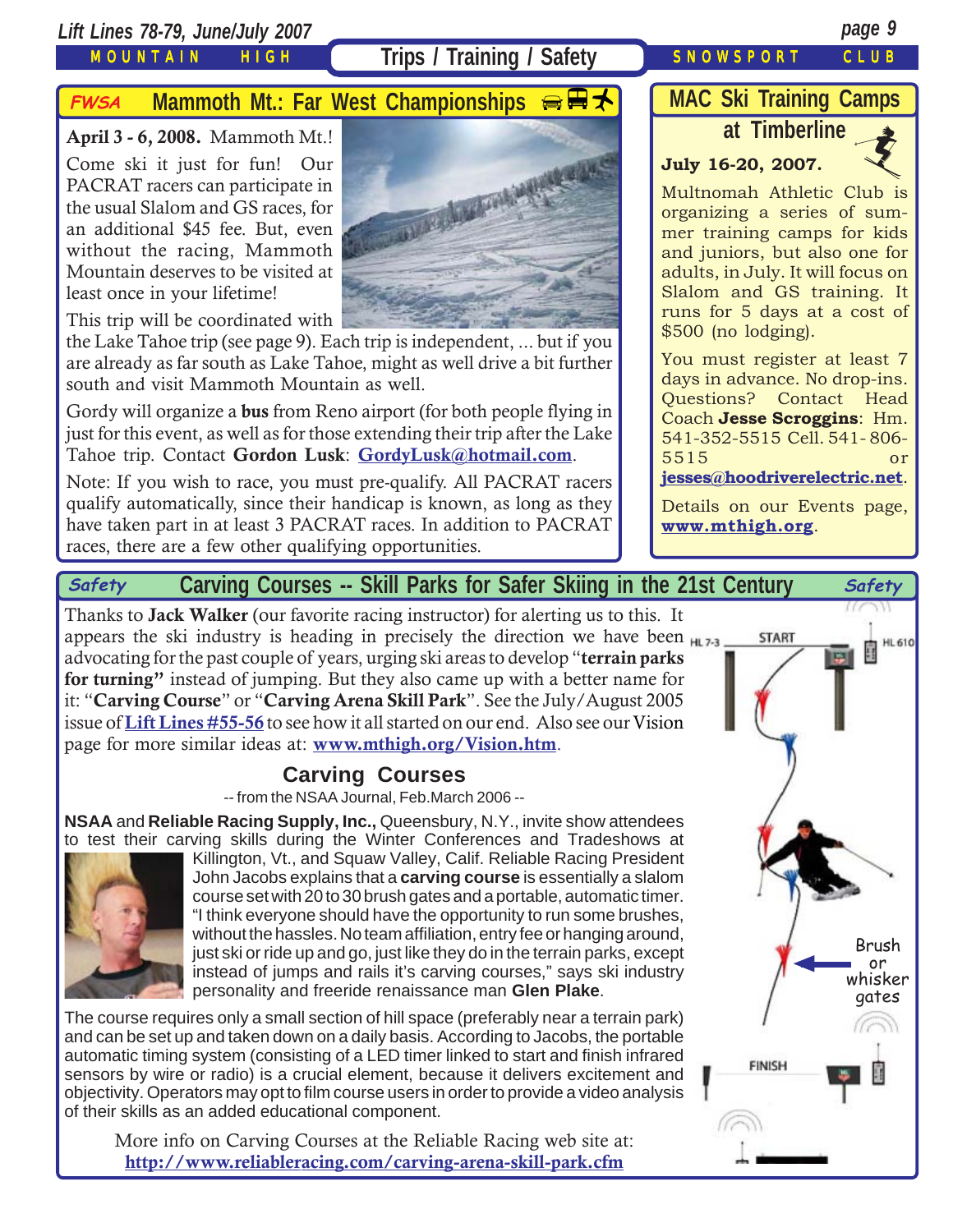## FWSA Mammoth Mt.: Far West Championships

**April 3 - 6, 2008.** Mammoth Mt.!

Come ski it just for fun! Our PACRAT racers can participate in the usual Slalom and GS races, for an additional $45 fee. But, even without the racing, Mammoth Mountain deserves to be visited at least once in your lifetime!

This trip will be coordinated with the Lake Tahoe trip (see page 9). Each trip is independent, ... but if you are already as far south as Lake Tahoe, might as well drive a bit further south and visit Mammoth Mountain as well.

Gordy will organize a **bus** from Reno airport (for both people flying in just for this event, as well as for those extending their trip after the Lake Tahoe trip. Contact **Gordon Lusk**: **GordyLusk@hotmail.com**.

Note: If you wish to race, you must pre-qualify. All PACRAT racers qualify automatically, since their handicap is known, as long as they have taken part in at least 3 PACRAT races. In addition to PACRAT races, there are a few other qualifying opportunities.

## MAC Ski Training Camps at Timberline

**July 16-20, 2007.**

Multnomah Athletic Club is organizing a series of summer training camps for kids and juniors, but also one for adults, in July. It will focus on Slalom and GS training. It runs for 5 days at a cost of $500 (no lodging).

You must register at least 7 days in advance. No drop-ins. Questions? Contact Head Coach **Jesse Scroggins**: Hm. 541-352-5515 Cell. 541- 806-5515 or **jesses@hoodriverelectric.net**.

Details on our Events page, **www.mthigh.org**.

## *Safety* Carving Courses -- Skill Parks for Safer Skiing in the 21st Century *Safety*

Thanks to **Jack Walker** (our favorite racing instructor) for alerting us to this. It appears the ski industry is heading in precisely the direction we have been advocating for the past couple of years, urging ski areas to develop "**terrain parks for turning"** instead of jumping. But they also came up with a better name for it: "**Carving Course**" or "**Carving Arena Skill Park**". See the July/August 2005 issue of **Lift Lines #55-56** to see how it all started on our end. Also see our Vision page for more similar ideas at: **www.mthigh.org/Vision.htm**.

### Carving Courses

-- from the NSAA Journal, Feb.March 2006 --

**NSAA** and **Reliable Racing Supply, Inc.,** Queensbury, N.Y., invite show attendees to test their carving skills during the Winter Conferences and Tradeshows at Killington, Vt., and Squaw Valley, Calif. Reliable Racing President John Jacobs explains that a **carving course** is essentially a slalom course set with 20 to 30 brush gates and a portable, automatic timer. "I think everyone should have the opportunity to run some brushes, without the hassles. No team affiliation, entry fee or hanging around, just ski or ride up and go, just like they do in the terrain parks, except instead of jumps and rails it's carving courses," says ski industry personality and freeride renaissance man **Glen Plake**.

The course requires only a small section of hill space (preferably near a terrain park) and can be set up and taken down on a daily basis. According to Jacobs, the portable automatic timing system (consisting of a LED timer linked to start and finish infrared sensors by wire or radio) is a crucial element, because it delivers excitement and objectivity. Operators may opt to film course users in order to provide a video analysis of their skills as an added educational component.

More info on Carving Courses at the Reliable Racing web site at: **http://www.reliableracing.com/carving-arena-skill-park.cfm**

START

Brush or whisker gates

FINISH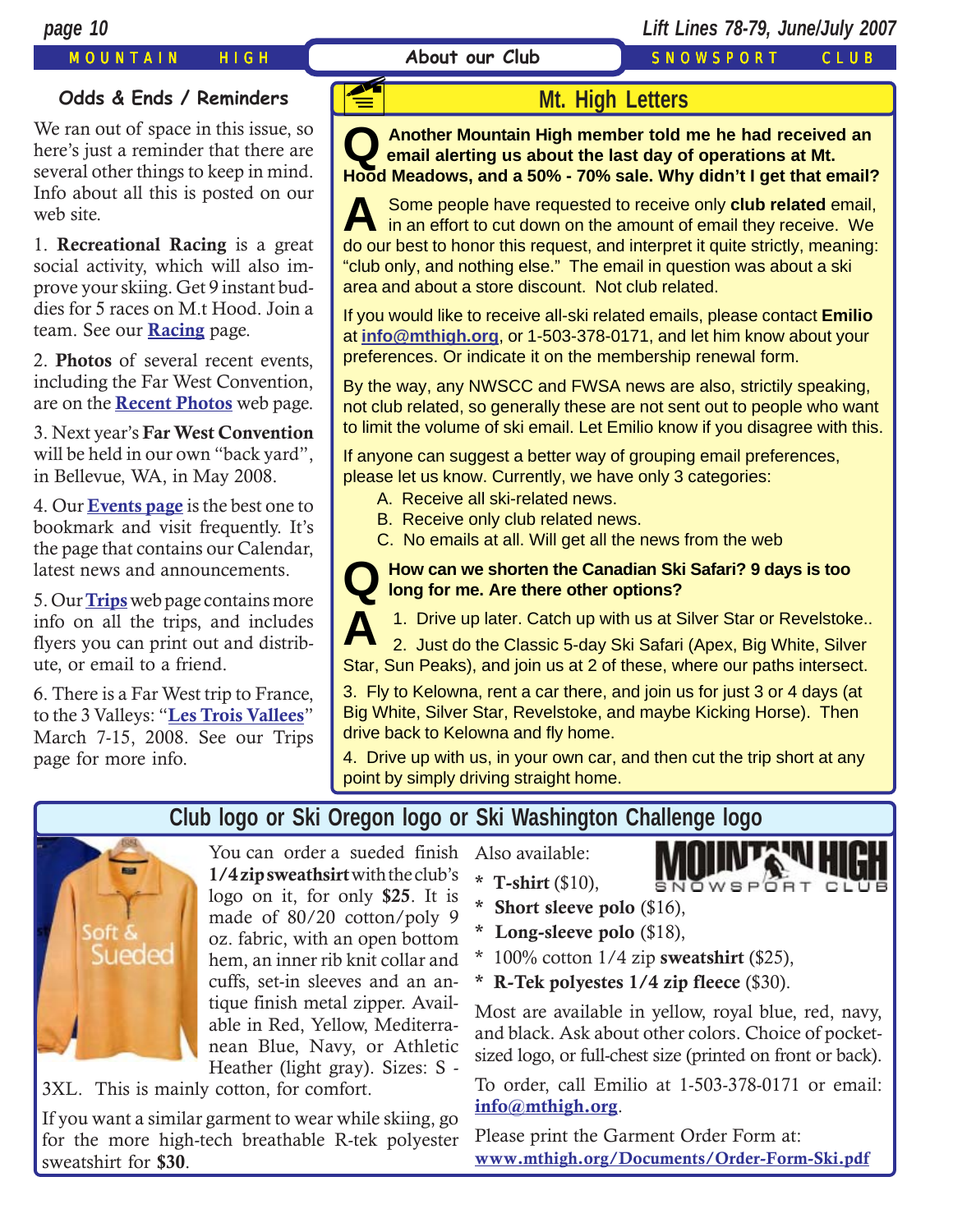## About our Club

### Odds & Ends / Reminders

We ran out of space in this issue, so here's just a reminder that there are several other things to keep in mind. Info about all this is posted on our web site.

1. **Recreational Racing** is a great social activity, which will also improve your skiing. Get 9 instant buddies for 5 races on M.t Hood. Join a team. See our **Racing** page.

2. **Photos** of several recent events, including the Far West Convention, are on the **Recent Photos** web page.

3. Next year's **Far West Convention** will be held in our own "back yard", in Bellevue, WA, in May 2008.

4. Our **Events page** is the best one to bookmark and visit frequently. It's the page that contains our Calendar, latest news and announcements.

5. Our **Trips** web page contains more info on all the trips, and includes flyers you can print out and distribute, or email to a friend.

6. There is a Far West trip to France, to the 3 Valleys: "**Les Trois Vallees**" March 7-15, 2008. See our Trips page for more info.

### Mt. High Letters

**Q Another Mountain High member told me he had received an email alerting us about the last day of operations at Mt. Hood Meadows, and a 50% - 70% sale. Why didn't I get that email?**

**A** Some people have requested to receive only **club related** email, in an effort to cut down on the amount of email they receive. We do our best to honor this request, and interpret it quite strictly, meaning: "club only, and nothing else." The email in question was about a ski area and about a store discount. Not club related.

If you would like to receive all-ski related emails, please contact **Emilio** at **info@mthigh.org**, or 1-503-378-0171, and let him know about your preferences. Or indicate it on the membership renewal form.

By the way, any NWSCC and FWSA news are also, strictly speaking, not club related, so generally these are not sent out to people who want to limit the volume of ski email. Let Emilio know if you disagree with this.

If anyone can suggest a better way of grouping email preferences, please let us know. Currently, we have only 3 categories:

A. Receive all ski-related news.
B. Receive only club related news.
C. No emails at all. Will get all the news from the web

**Q How can we shorten the Canadian Ski Safari? 9 days is too long for me. Are there other options?**

**A** 1. Drive up later. Catch up with us at Silver Star or Revelstoke..

2. Just do the Classic 5-day Ski Safari (Apex, Big White, Silver Star, Sun Peaks), and join us at 2 of these, where our paths intersect.

3. Fly to Kelowna, rent a car there, and join us for just 3 or 4 days (at Big White, Silver Star, Revelstoke, and maybe Kicking Horse). Then drive back to Kelowna and fly home.

4. Drive up with us, in your own car, and then cut the trip short at any point by simply driving straight home.

### Club logo or Ski Oregon logo or Ski Washington Challenge logo

You can order a sueded finish **1/4 zip sweathsirt** with the club's logo on it, for only **$25**. It is made of 80/20 cotton/poly 9 oz. fabric, with an open bottom hem, an inner rib knit collar and cuffs, set-in sleeves and an antique finish metal zipper. Available in Red, Yellow, Mediterranean Blue, Navy, or Athletic Heather (light gray). Sizes: S - 3XL. This is mainly cotton, for comfort.

If you want a similar garment to wear while skiing, go for the more high-tech breathable R-tek polyester sweatshirt for **$30**.

Also available:

* **T-shirt** ($10),
* **Short sleeve polo** ($16),
* **Long-sleeve polo** ($18),
* 100% cotton 1/4 zip **sweatshirt** ($25),
* **R-Tek polyestes 1/4 zip fleece** ($30).

Most are available in yellow, royal blue, red, navy, and black. Ask about other colors. Choice of pocket-sized logo, or full-chest size (printed on front or back).

To order, call Emilio at 1-503-378-0171 or email: **info@mthigh.org**.

Please print the Garment Order Form at: **www.mthigh.org/Documents/Order-Form-Ski.pdf**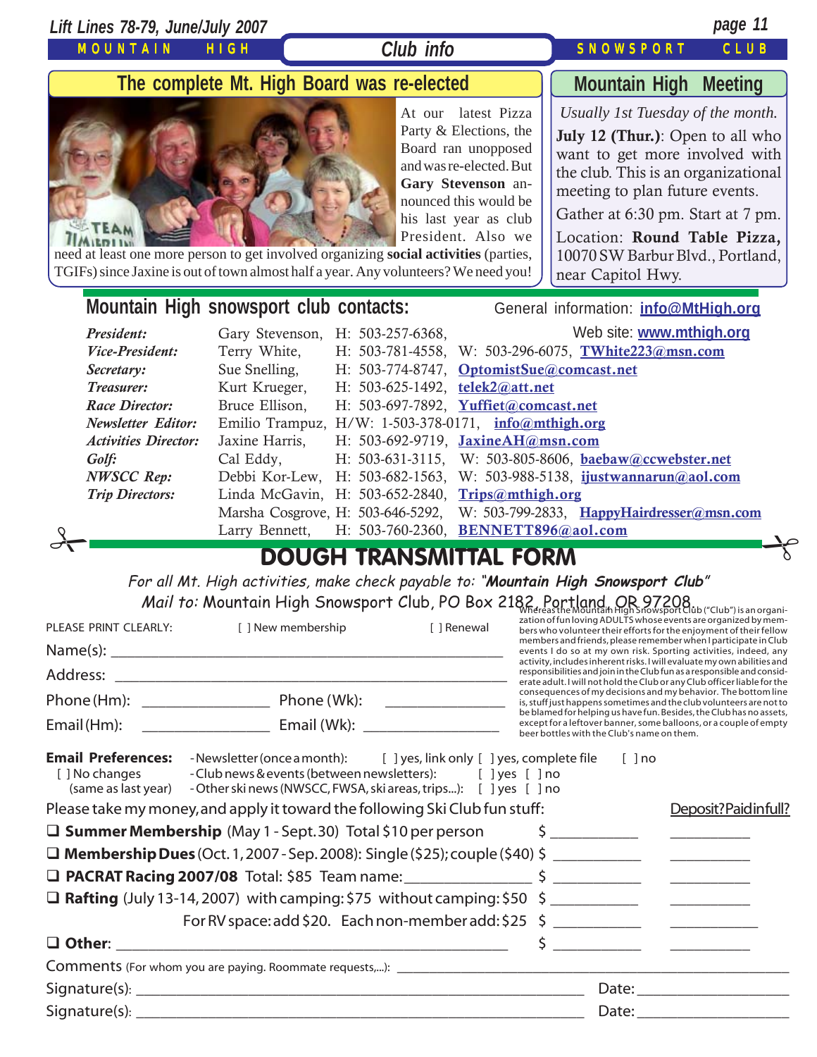## Club info

## The complete Mt. High Board was re-elected

At our latest Pizza Party & Elections, the Board ran unopposed and was re-elected. But **Gary Stevenson** announced this would be his last year as club President. Also we need at least one more person to get involved organizing **social activities** (parties, TGIFs) since Jaxine is out of town almost half a year. Any volunteers? We need you!

## Mountain High Meeting

*Usually 1st Tuesday of the month.*

**July 12 (Thur.)**: Open to all who want to get more involved with the club. This is an organizational meeting to plan future events.

Gather at 6:30 pm. Start at 7 pm.

Location: **Round Table Pizza,** 10070 SW Barbur Blvd., Portland, near Capitol Hwy.

## Mountain High snowsport club contacts:

General information: info@MtHigh.org

Web site: www.mthigh.org

| | | | |
|---|---|---|---|
| *President:* | Gary Stevenson, | H: 503-257-6368, | |
| *Vice-President:* | Terry White, | H: 503-781-4558, | W: 503-296-6075, TWhite223@msn.com |
| *Secretary:* | Sue Snelling, | H: 503-774-8747, | OptomistSue@comcast.net |
| *Treasurer:* | Kurt Krueger, | H: 503-625-1492, | telek2@att.net |
| *Race Director:* | Bruce Ellison, | H: 503-697-7892, | Yuffiet@comcast.net |
| *Newsletter Editor:* | Emilio Trampuz, | H/W: 1-503-378-0171, | info@mthigh.org |
| *Activities Director:* | Jaxine Harris, | H: 503-692-9719, | JaxineAH@msn.com |
| *Golf:* | Cal Eddy, | H: 503-631-3115, | W: 503-805-8606, baebaw@ccwebster.net |
| *NWSCC Rep:* | Debbi Kor-Lew, | H: 503-682-1563, | W: 503-988-5138, ijustwannarun@aol.com |
| *Trip Directors:* | Linda McGavin, | H: 503-652-2840, | Trips@mthigh.org |
| | Marsha Cosgrove, | H: 503-646-5292, | W: 503-799-2833, HappyHairdresser@msn.com |
| | Larry Bennett, | H: 503-760-2360, | BENNETT896@aol.com |

## DOUGH TRANSMITTAL FORM

*For all Mt. High activities, make check payable to: "**Mountain High Snowsport Club**"*

*Mail to:* Mountain High Snowsport Club, PO Box 2182, Portland, OR 97208

PLEASE PRINT CLEARLY: [ ] New membership [ ] Renewal

Name(s): ______________________________

Address: ______________________________

Phone (Hm): ______________ Phone (Wk): ______________

Email (Hm): ______________ Email (Wk): ______________

Whereas the Mountain High Snowsport Club ("Club") is an organization of fun loving ADULTS whose events are organized by members who volunteer their efforts for the enjoyment of their fellow members and friends, please remember when I participate in Club events I do so at my own risk. Sporting activities, indeed, any activity, includes inherent risks. I will evaluate my own abilities and responsibilities and join in the Club fun as a responsible and considerate adult. I will not hold the Club or any Club officer liable for the consequences of my decisions and my behavior. The bottom line is, stuff just happens sometimes and the club volunteers are not to be blamed for helping us have fun. Besides, the Club has no assets, except for a leftover banner, some balloons, or a couple of empty beer bottles with the Club's name on them.

**Email Preferences:**
[ ] No changes (same as last year)
- Newsletter (once a month): [ ] yes, link only [ ] yes, complete file [ ] no
- Club news & events (between newsletters): [ ] yes [ ] no
- Other ski news (NWSCC, FWSA, ski areas, trips...): [ ] yes [ ] no

Please take my money, and apply it toward the following Ski Club fun stuff:

| | Amount | Deposit? Paid in full? |
|---|---|---|
| ❑ **Summer Membership** (May 1 - Sept. 30) Total $10 per person | $ ________ | ________ |
| ❑ **Membership Dues** (Oct. 1, 2007 - Sep. 2008): Single ($25); couple ($40) | $ ________ | ________ |
| ❑ **PACRAT Racing 2007/08** Total: $85 Team name: ____________ | $ ________ | ________ |
| ❑ **Rafting** (July 13-14, 2007) with camping: $75 without camping: $50 | $ ________ | ________ |
| For RV space: add $20. Each non-member add: $25 | $ ________ | ________ |
| ❑ **Other**: ______________________________ | $ ________ | ________ |

Comments (For whom you are paying. Roommate requests,...): ______________________________

Signature(s): ______________________________ Date: ______________

Signature(s): ______________________________ Date: ______________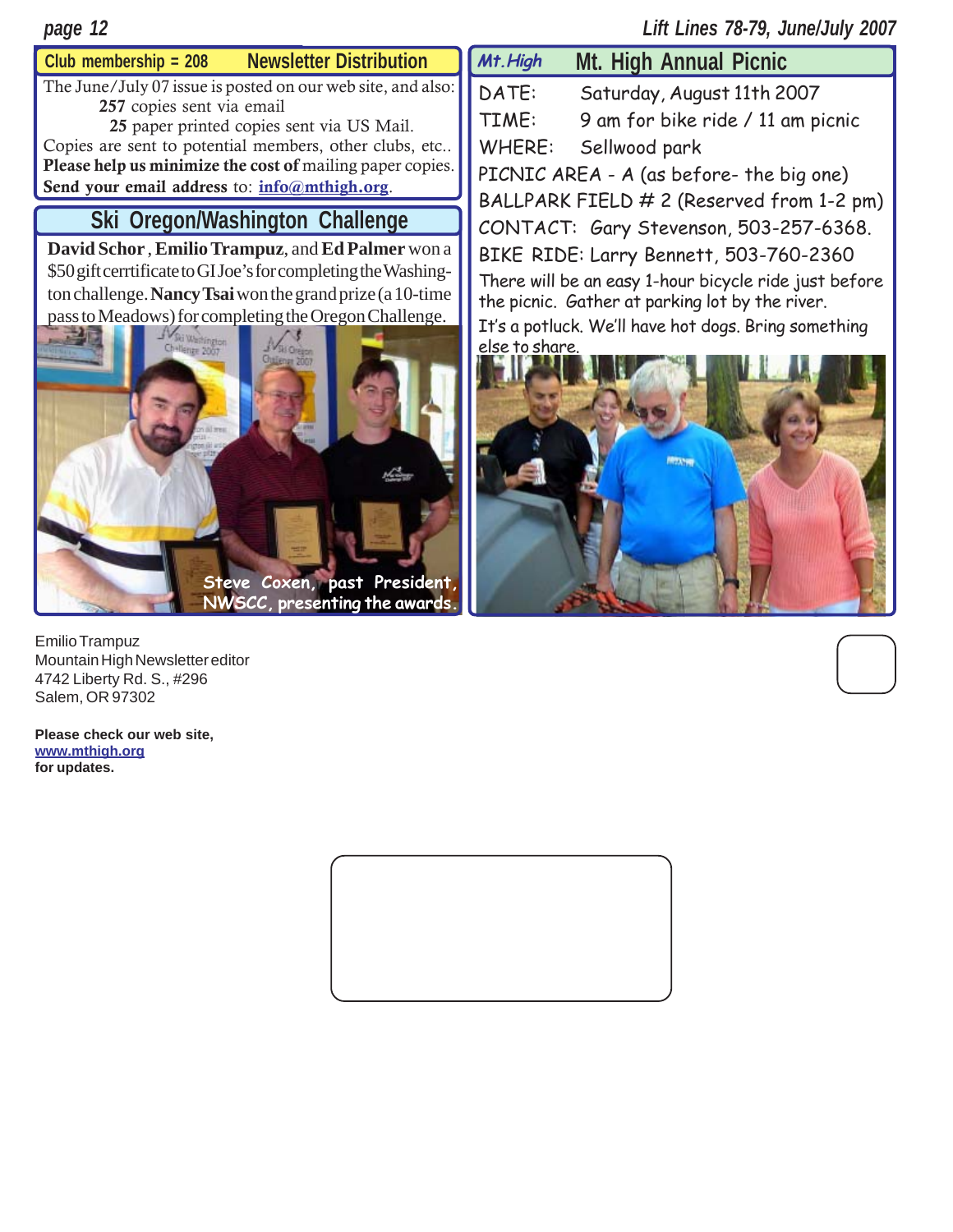## Club membership = 208 — Newsletter Distribution

The June/July 07 issue is posted on our web site, and also:

**257** copies sent via email

**25** paper printed copies sent via US Mail.

Copies are sent to potential members, other clubs, etc..

**Please help us minimize the cost of** mailing paper copies.

**Send your email address** to: **info@mthigh.org**.

## Ski Oregon/Washington Challenge

**David Schor**, **Emilio Trampuz**, and **Ed Palmer** won a $50 gift cerrtificate to GI Joe's for completing the Washington challenge. **Nancy Tsai** won the grand prize (a 10-time pass to Meadows) for completing the Oregon Challenge.

*Steve Coxen, past President, NWSCC, presenting the awards.*

## Mt. High Annual Picnic

DATE: Saturday, August 11th 2007

TIME: 9 am for bike ride / 11 am picnic

WHERE: Sellwood park

PICNIC AREA - A (as before- the big one)

BALLPARK FIELD # 2 (Reserved from 1-2 pm)

CONTACT: Gary Stevenson, 503-257-6368.

BIKE RIDE: Larry Bennett, 503-760-2360

There will be an easy 1-hour bicycle ride just before the picnic. Gather at parking lot by the river.

It's a potluck. We'll have hot dogs. Bring something else to share.

Emilio Trampuz
Mountain High Newsletter editor
4742 Liberty Rd. S., #296
Salem, OR 97302

**Please check our web site,**
**www.mthigh.org**
**for updates.**